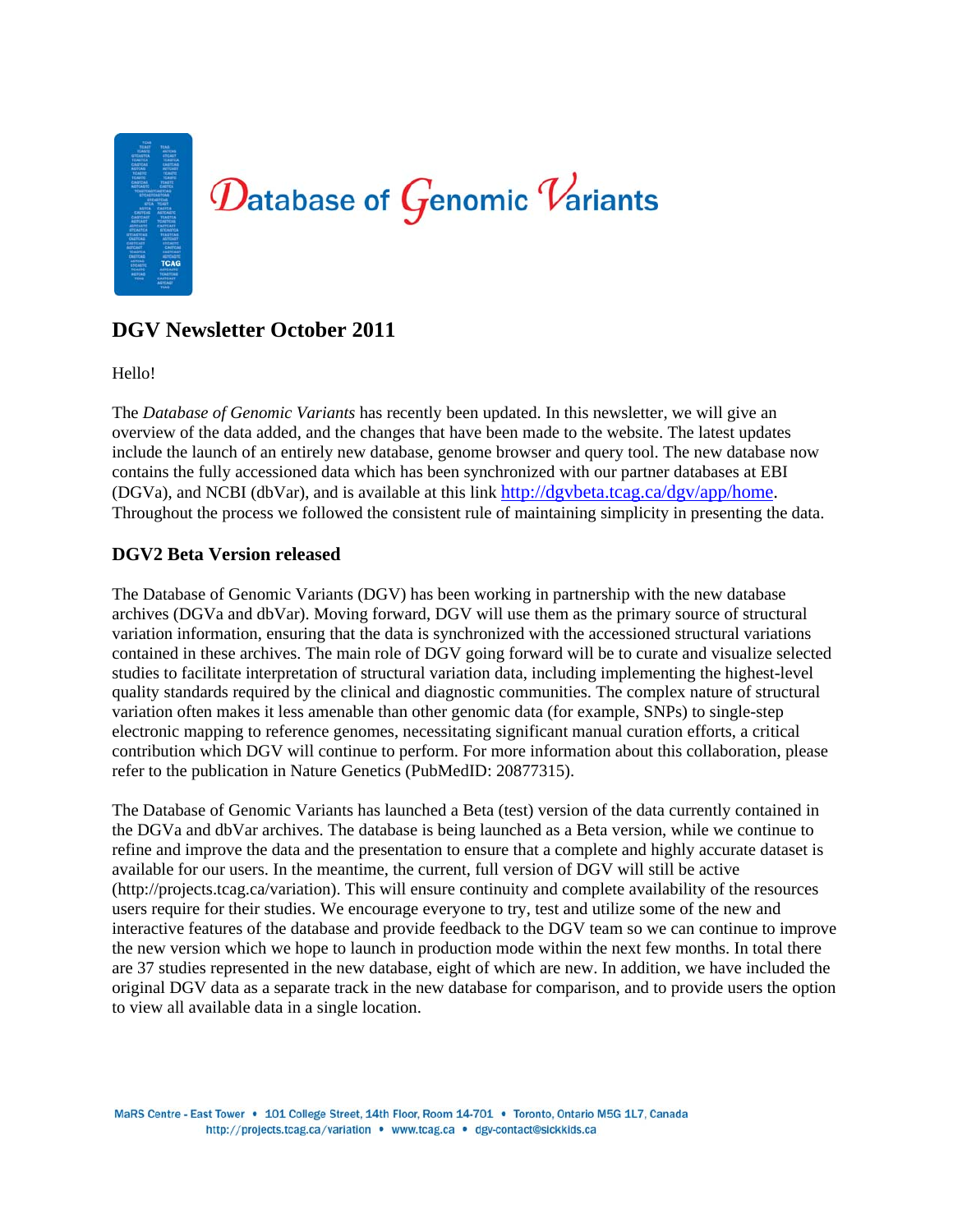# Database of Genomic Variants

## DGV Newsletter October 2011

Hello!

The *Database of Genomic Variants* has recently been updated. In this newsletter, we will give an overview of the data added, and the changes that have been made to the website. The latest updates include the launch of an entirely new database, genome browser and query tool. The new database now contains the fully accessioned data which has been synchronized with our partner databases at EBI (DGVa), and NCBI (dbVar), and is available at this link http://dgvbeta.tcag.ca/dgv/app/home. Throughout the process we followed the consistent rule of maintaining simplicity in presenting the data.

### DGV2 Beta Version released

The Database of Genomic Variants (DGV) has been working in partnership with the new database archives (DGVa and dbVar). Moving forward, DGV will use them as the primary source of structural variation information, ensuring that the data is synchronized with the accessioned structural variations contained in these archives. The main role of DGV going forward will be to curate and visualize selected studies to facilitate interpretation of structural variation data, including implementing the highest-level quality standards required by the clinical and diagnostic communities. The complex nature of structural variation often makes it less amenable than other genomic data (for example, SNPs) to single-step electronic mapping to reference genomes, necessitating significant manual curation efforts, a critical contribution which DGV will continue to perform. For more information about this collaboration, please refer to the publication in Nature Genetics (PubMedID: 20877315).

The Database of Genomic Variants has launched a Beta (test) version of the data currently contained in the DGVa and dbVar archives. The database is being launched as a Beta version, while we continue to refine and improve the data and the presentation to ensure that a complete and highly accurate dataset is available for our users. In the meantime, the current, full version of DGV will still be active (http://projects.tcag.ca/variation). This will ensure continuity and complete availability of the resources users require for their studies. We encourage everyone to try, test and utilize some of the new and interactive features of the database and provide feedback to the DGV team so we can continue to improve the new version which we hope to launch in production mode within the next few months. In total there are 37 studies represented in the new database, eight of which are new. In addition, we have included the original DGV data as a separate track in the new database for comparison, and to provide users the option to view all available data in a single location.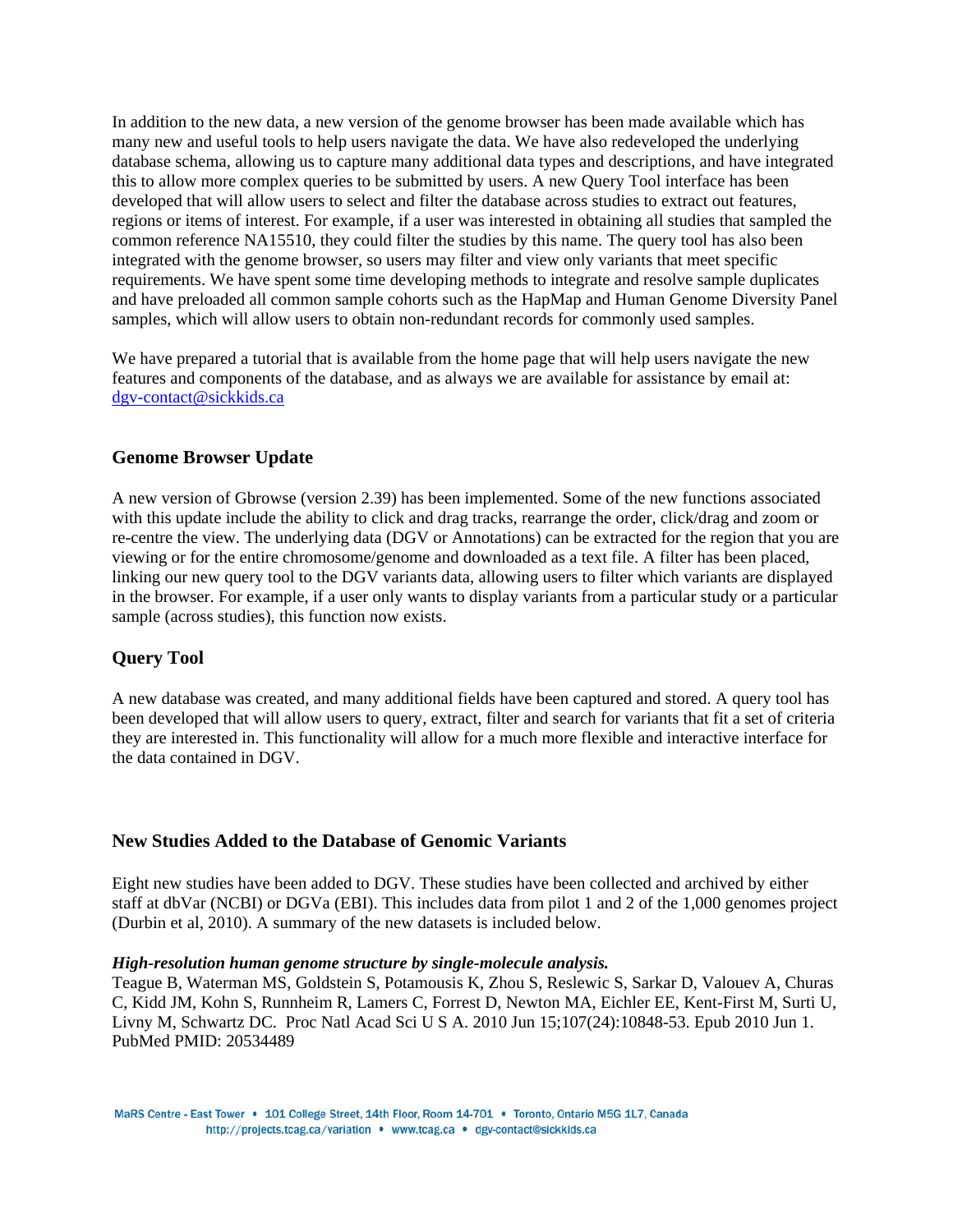In addition to the new data, a new version of the genome browser has been made available which has many new and useful tools to help users navigate the data. We have also redeveloped the underlying database schema, allowing us to capture many additional data types and descriptions, and have integrated this to allow more complex queries to be submitted by users. A new Query Tool interface has been developed that will allow users to select and filter the database across studies to extract out features, regions or items of interest. For example, if a user was interested in obtaining all studies that sampled the common reference NA15510, they could filter the studies by this name. The query tool has also been integrated with the genome browser, so users may filter and view only variants that meet specific requirements. We have spent some time developing methods to integrate and resolve sample duplicates and have preloaded all common sample cohorts such as the HapMap and Human Genome Diversity Panel samples, which will allow users to obtain non-redundant records for commonly used samples.

We have prepared a tutorial that is available from the home page that will help users navigate the new features and components of the database, and as always we are available for assistance by email at: dgv-contact@sickkids.ca

## Genome Browser Update

A new version of Gbrowse (version 2.39) has been implemented. Some of the new functions associated with this update include the ability to click and drag tracks, rearrange the order, click/drag and zoom or re-centre the view. The underlying data (DGV or Annotations) can be extracted for the region that you are viewing or for the entire chromosome/genome and downloaded as a text file. A filter has been placed, linking our new query tool to the DGV variants data, allowing users to filter which variants are displayed in the browser. For example, if a user only wants to display variants from a particular study or a particular sample (across studies), this function now exists.

## Query Tool

A new database was created, and many additional fields have been captured and stored. A query tool has been developed that will allow users to query, extract, filter and search for variants that fit a set of criteria they are interested in. This functionality will allow for a much more flexible and interactive interface for the data contained in DGV.

## New Studies Added to the Database of Genomic Variants

Eight new studies have been added to DGV. These studies have been collected and archived by either staff at dbVar (NCBI) or DGVa (EBI). This includes data from pilot 1 and 2 of the 1,000 genomes project (Durbin et al, 2010). A summary of the new datasets is included below.

***High-resolution human genome structure by single-molecule analysis.***
Teague B, Waterman MS, Goldstein S, Potamousis K, Zhou S, Reslewic S, Sarkar D, Valouev A, Churas C, Kidd JM, Kohn S, Runnheim R, Lamers C, Forrest D, Newton MA, Eichler EE, Kent-First M, Surti U, Livny M, Schwartz DC. Proc Natl Acad Sci U S A. 2010 Jun 15;107(24):10848-53. Epub 2010 Jun 1. PubMed PMID: 20534489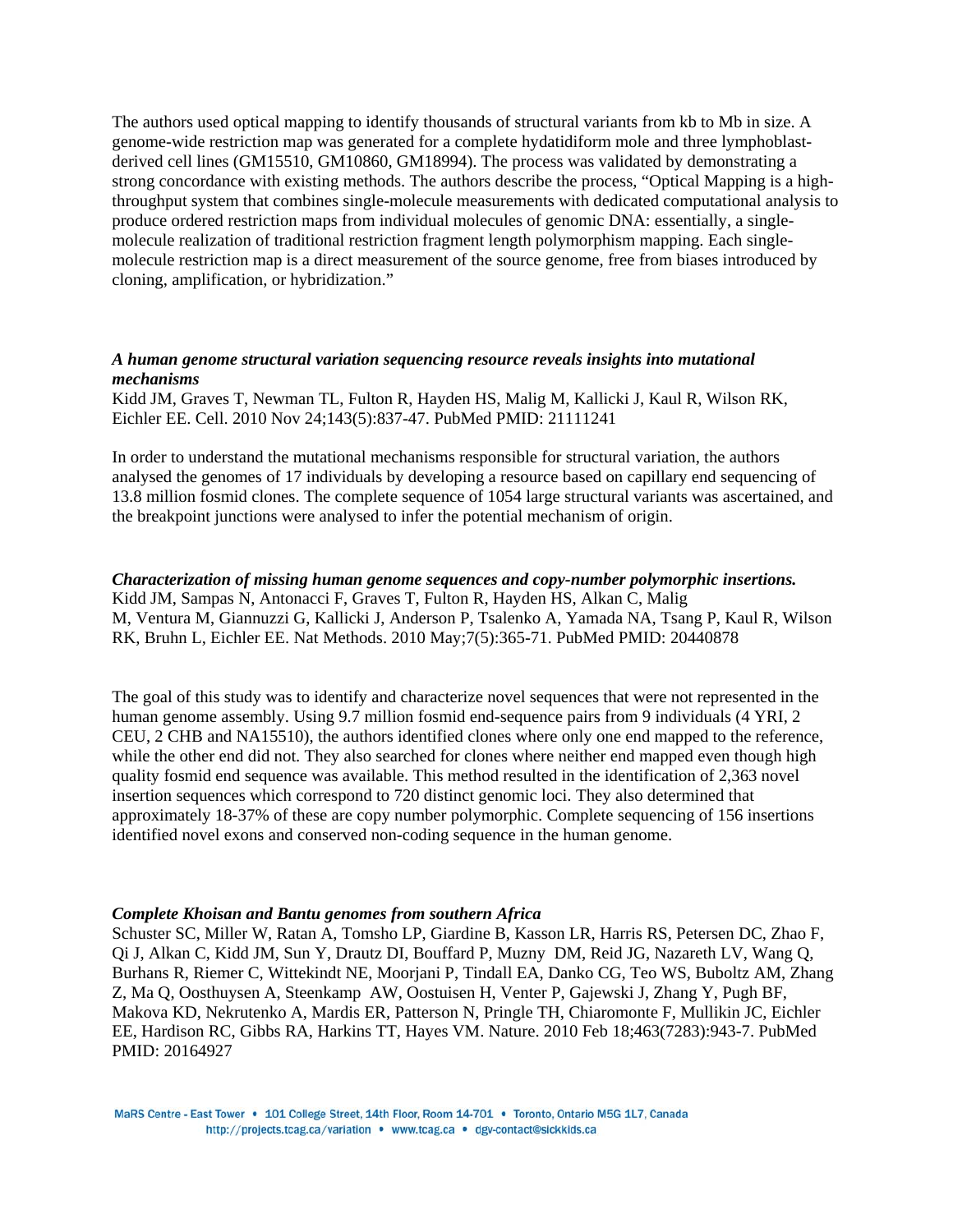The authors used optical mapping to identify thousands of structural variants from kb to Mb in size. A genome-wide restriction map was generated for a complete hydatidiform mole and three lymphoblast-derived cell lines (GM15510, GM10860, GM18994). The process was validated by demonstrating a strong concordance with existing methods. The authors describe the process, "Optical Mapping is a high-throughput system that combines single-molecule measurements with dedicated computational analysis to produce ordered restriction maps from individual molecules of genomic DNA: essentially, a single-molecule realization of traditional restriction fragment length polymorphism mapping. Each single-molecule restriction map is a direct measurement of the source genome, free from biases introduced by cloning, amplification, or hybridization."

***A human genome structural variation sequencing resource reveals insights into mutational mechanisms***
Kidd JM, Graves T, Newman TL, Fulton R, Hayden HS, Malig M, Kallicki J, Kaul R, Wilson RK, Eichler EE. Cell. 2010 Nov 24;143(5):837-47. PubMed PMID: 21111241

In order to understand the mutational mechanisms responsible for structural variation, the authors analysed the genomes of 17 individuals by developing a resource based on capillary end sequencing of 13.8 million fosmid clones. The complete sequence of 1054 large structural variants was ascertained, and the breakpoint junctions were analysed to infer the potential mechanism of origin.

***Characterization of missing human genome sequences and copy-number polymorphic insertions.***
Kidd JM, Sampas N, Antonacci F, Graves T, Fulton R, Hayden HS, Alkan C, Malig M, Ventura M, Giannuzzi G, Kallicki J, Anderson P, Tsalenko A, Yamada NA, Tsang P, Kaul R, Wilson RK, Bruhn L, Eichler EE. Nat Methods. 2010 May;7(5):365-71. PubMed PMID: 20440878

The goal of this study was to identify and characterize novel sequences that were not represented in the human genome assembly. Using 9.7 million fosmid end-sequence pairs from 9 individuals (4 YRI, 2 CEU, 2 CHB and NA15510), the authors identified clones where only one end mapped to the reference, while the other end did not. They also searched for clones where neither end mapped even though high quality fosmid end sequence was available. This method resulted in the identification of 2,363 novel insertion sequences which correspond to 720 distinct genomic loci. They also determined that approximately 18-37% of these are copy number polymorphic. Complete sequencing of 156 insertions identified novel exons and conserved non-coding sequence in the human genome.

***Complete Khoisan and Bantu genomes from southern Africa***
Schuster SC, Miller W, Ratan A, Tomsho LP, Giardine B, Kasson LR, Harris RS, Petersen DC, Zhao F, Qi J, Alkan C, Kidd JM, Sun Y, Drautz DI, Bouffard P, Muzny DM, Reid JG, Nazareth LV, Wang Q, Burhans R, Riemer C, Wittekindt NE, Moorjani P, Tindall EA, Danko CG, Teo WS, Buboltz AM, Zhang Z, Ma Q, Oosthuysen A, Steenkamp AW, Oostuisen H, Venter P, Gajewski J, Zhang Y, Pugh BF, Makova KD, Nekrutenko A, Mardis ER, Patterson N, Pringle TH, Chiaromonte F, Mullikin JC, Eichler EE, Hardison RC, Gibbs RA, Harkins TT, Hayes VM. Nature. 2010 Feb 18;463(7283):943-7. PubMed PMID: 20164927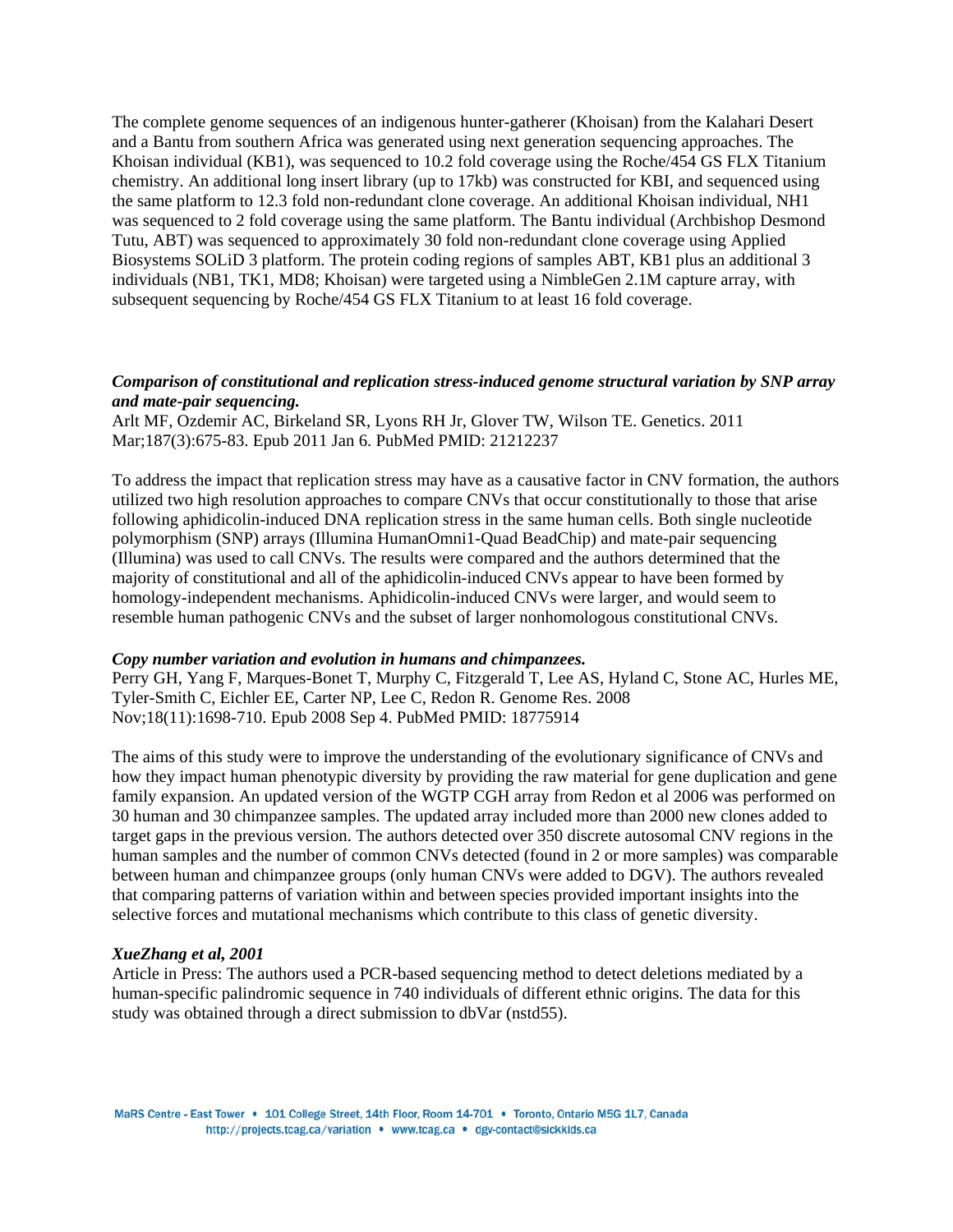The complete genome sequences of an indigenous hunter-gatherer (Khoisan) from the Kalahari Desert and a Bantu from southern Africa was generated using next generation sequencing approaches. The Khoisan individual (KB1), was sequenced to 10.2 fold coverage using the Roche/454 GS FLX Titanium chemistry. An additional long insert library (up to 17kb) was constructed for KBI, and sequenced using the same platform to 12.3 fold non-redundant clone coverage. An additional Khoisan individual, NH1 was sequenced to 2 fold coverage using the same platform. The Bantu individual (Archbishop Desmond Tutu, ABT) was sequenced to approximately 30 fold non-redundant clone coverage using Applied Biosystems SOLiD 3 platform. The protein coding regions of samples ABT, KB1 plus an additional 3 individuals (NB1, TK1, MD8; Khoisan) were targeted using a NimbleGen 2.1M capture array, with subsequent sequencing by Roche/454 GS FLX Titanium to at least 16 fold coverage.

***Comparison of constitutional and replication stress-induced genome structural variation by SNP array and mate-pair sequencing.***
Arlt MF, Ozdemir AC, Birkeland SR, Lyons RH Jr, Glover TW, Wilson TE. Genetics. 2011 Mar;187(3):675-83. Epub 2011 Jan 6. PubMed PMID: 21212237

To address the impact that replication stress may have as a causative factor in CNV formation, the authors utilized two high resolution approaches to compare CNVs that occur constitutionally to those that arise following aphidicolin-induced DNA replication stress in the same human cells. Both single nucleotide polymorphism (SNP) arrays (Illumina HumanOmni1-Quad BeadChip) and mate-pair sequencing (Illumina) was used to call CNVs. The results were compared and the authors determined that the majority of constitutional and all of the aphidicolin-induced CNVs appear to have been formed by homology-independent mechanisms. Aphidicolin-induced CNVs were larger, and would seem to resemble human pathogenic CNVs and the subset of larger nonhomologous constitutional CNVs.

***Copy number variation and evolution in humans and chimpanzees.***
Perry GH, Yang F, Marques-Bonet T, Murphy C, Fitzgerald T, Lee AS, Hyland C, Stone AC, Hurles ME, Tyler-Smith C, Eichler EE, Carter NP, Lee C, Redon R. Genome Res. 2008 Nov;18(11):1698-710. Epub 2008 Sep 4. PubMed PMID: 18775914

The aims of this study were to improve the understanding of the evolutionary significance of CNVs and how they impact human phenotypic diversity by providing the raw material for gene duplication and gene family expansion. An updated version of the WGTP CGH array from Redon et al 2006 was performed on 30 human and 30 chimpanzee samples. The updated array included more than 2000 new clones added to target gaps in the previous version. The authors detected over 350 discrete autosomal CNV regions in the human samples and the number of common CNVs detected (found in 2 or more samples) was comparable between human and chimpanzee groups (only human CNVs were added to DGV). The authors revealed that comparing patterns of variation within and between species provided important insights into the selective forces and mutational mechanisms which contribute to this class of genetic diversity.

***XueZhang et al, 2001***
Article in Press: The authors used a PCR-based sequencing method to detect deletions mediated by a human-specific palindromic sequence in 740 individuals of different ethnic origins. The data for this study was obtained through a direct submission to dbVar (nstd55).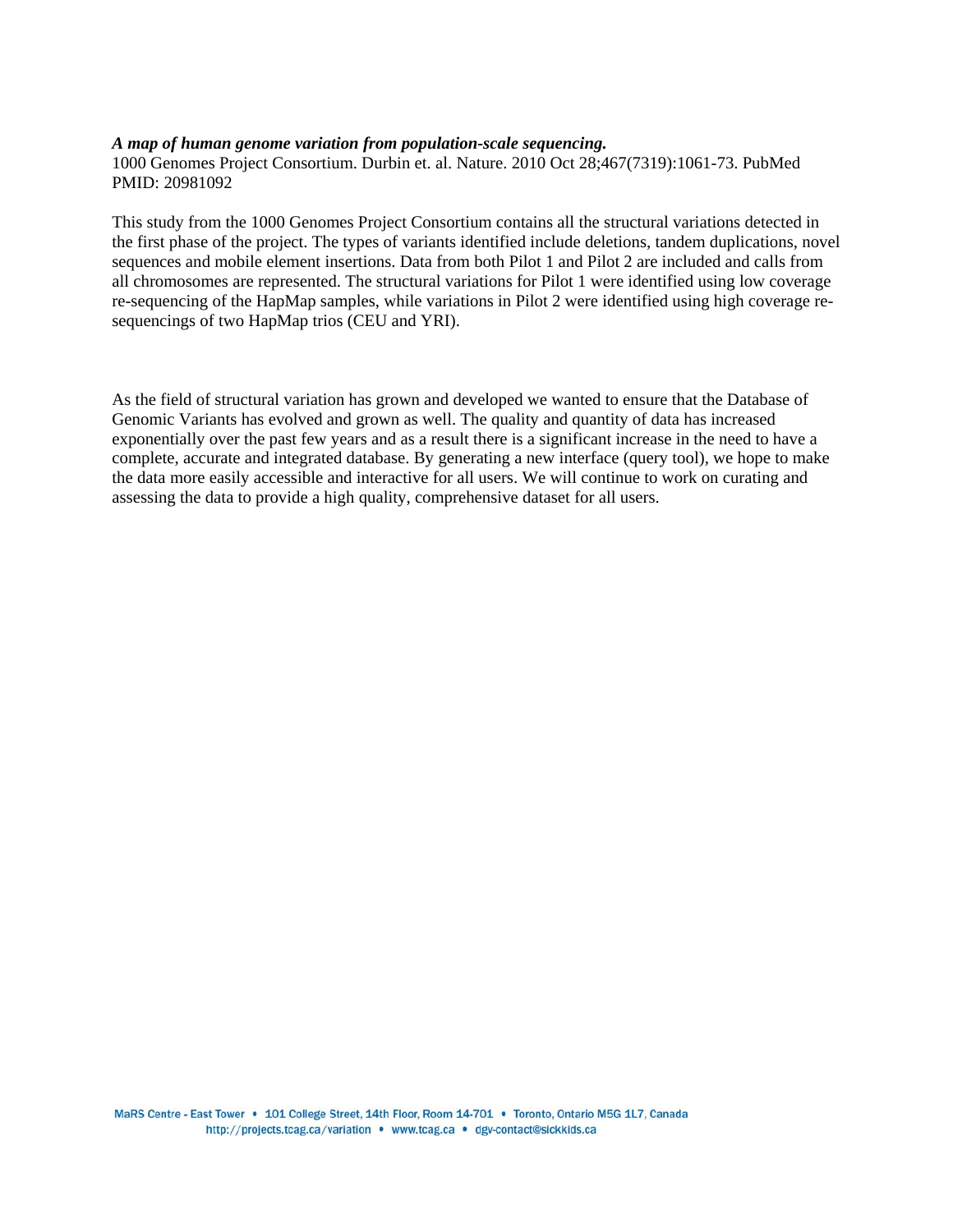***A map of human genome variation from population-scale sequencing.***
1000 Genomes Project Consortium. Durbin et. al. Nature. 2010 Oct 28;467(7319):1061-73. PubMed PMID: 20981092

This study from the 1000 Genomes Project Consortium contains all the structural variations detected in the first phase of the project. The types of variants identified include deletions, tandem duplications, novel sequences and mobile element insertions. Data from both Pilot 1 and Pilot 2 are included and calls from all chromosomes are represented. The structural variations for Pilot 1 were identified using low coverage re-sequencing of the HapMap samples, while variations in Pilot 2 were identified using high coverage re-sequencings of two HapMap trios (CEU and YRI).

As the field of structural variation has grown and developed we wanted to ensure that the Database of Genomic Variants has evolved and grown as well. The quality and quantity of data has increased exponentially over the past few years and as a result there is a significant increase in the need to have a complete, accurate and integrated database. By generating a new interface (query tool), we hope to make the data more easily accessible and interactive for all users. We will continue to work on curating and assessing the data to provide a high quality, comprehensive dataset for all users.